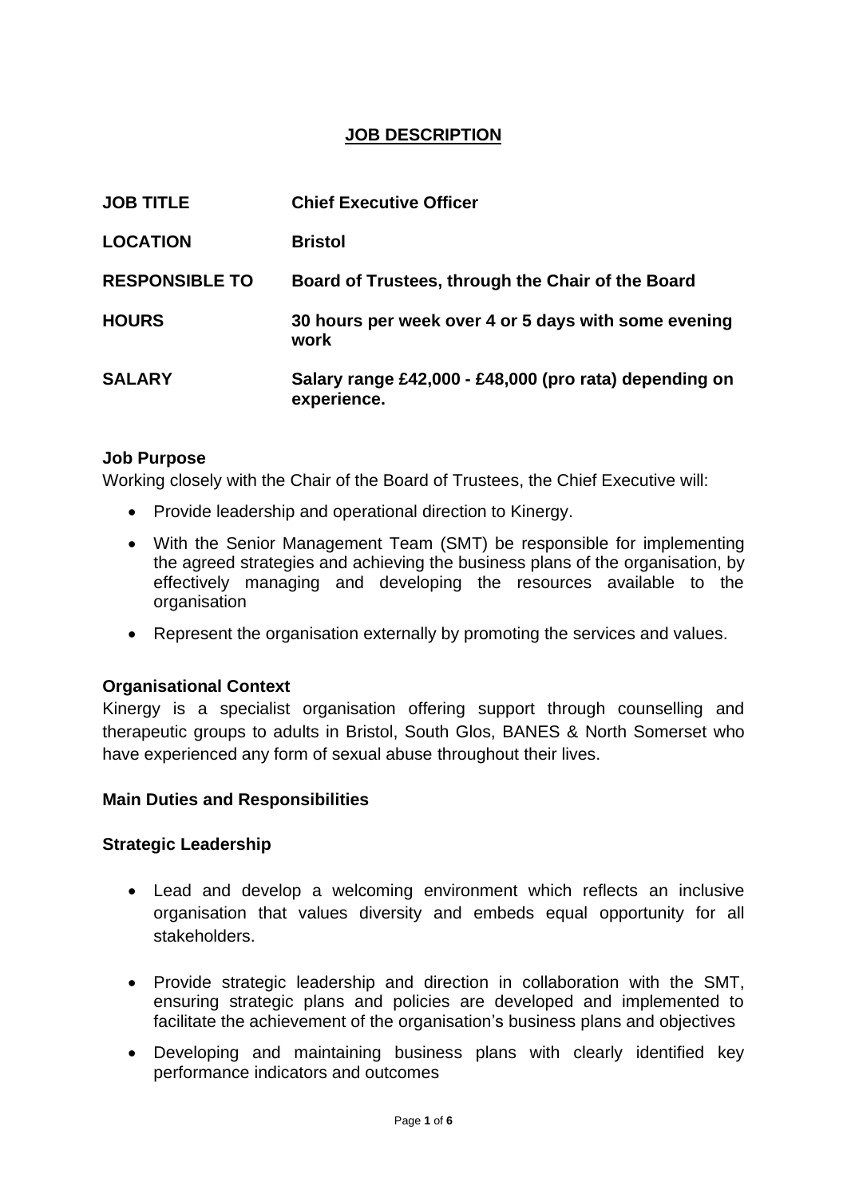# JOB DESCRIPTION

| | |
|---|---|
| **JOB TITLE** | **Chief Executive Officer** |
| **LOCATION** | **Bristol** |
| **RESPONSIBLE TO** | **Board of Trustees, through the Chair of the Board** |
| **HOURS** | **30 hours per week over 4 or 5 days with some evening work** |
| **SALARY** | **Salary range £42,000 - £48,000 (pro rata) depending on experience.** |

### Job Purpose

Working closely with the Chair of the Board of Trustees, the Chief Executive will:

- Provide leadership and operational direction to Kinergy.
- With the Senior Management Team (SMT) be responsible for implementing the agreed strategies and achieving the business plans of the organisation, by effectively managing and developing the resources available to the organisation
- Represent the organisation externally by promoting the services and values.

### Organisational Context

Kinergy is a specialist organisation offering support through counselling and therapeutic groups to adults in Bristol, South Glos, BANES & North Somerset who have experienced any form of sexual abuse throughout their lives.

### Main Duties and Responsibilities

#### Strategic Leadership

- Lead and develop a welcoming environment which reflects an inclusive organisation that values diversity and embeds equal opportunity for all stakeholders.
- Provide strategic leadership and direction in collaboration with the SMT, ensuring strategic plans and policies are developed and implemented to facilitate the achievement of the organisation's business plans and objectives
- Developing and maintaining business plans with clearly identified key performance indicators and outcomes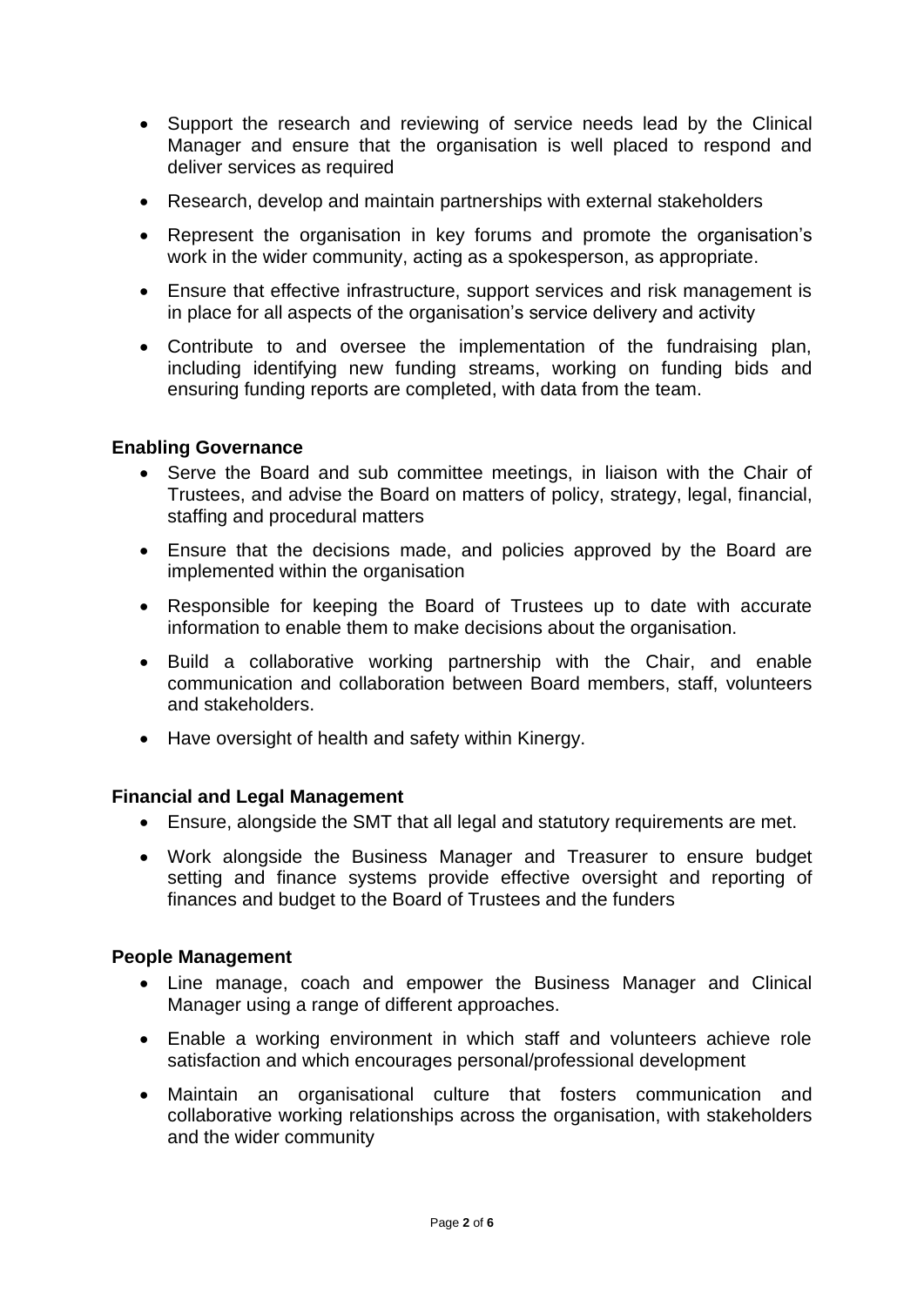- Support the research and reviewing of service needs lead by the Clinical Manager and ensure that the organisation is well placed to respond and deliver services as required
- Research, develop and maintain partnerships with external stakeholders
- Represent the organisation in key forums and promote the organisation's work in the wider community, acting as a spokesperson, as appropriate.
- Ensure that effective infrastructure, support services and risk management is in place for all aspects of the organisation's service delivery and activity
- Contribute to and oversee the implementation of the fundraising plan, including identifying new funding streams, working on funding bids and ensuring funding reports are completed, with data from the team.

**Enabling Governance**

- Serve the Board and sub committee meetings, in liaison with the Chair of Trustees, and advise the Board on matters of policy, strategy, legal, financial, staffing and procedural matters
- Ensure that the decisions made, and policies approved by the Board are implemented within the organisation
- Responsible for keeping the Board of Trustees up to date with accurate information to enable them to make decisions about the organisation.
- Build a collaborative working partnership with the Chair, and enable communication and collaboration between Board members, staff, volunteers and stakeholders.
- Have oversight of health and safety within Kinergy.

**Financial and Legal Management**

- Ensure, alongside the SMT that all legal and statutory requirements are met.
- Work alongside the Business Manager and Treasurer to ensure budget setting and finance systems provide effective oversight and reporting of finances and budget to the Board of Trustees and the funders

**People Management**

- Line manage, coach and empower the Business Manager and Clinical Manager using a range of different approaches.
- Enable a working environment in which staff and volunteers achieve role satisfaction and which encourages personal/professional development
- Maintain an organisational culture that fosters communication and collaborative working relationships across the organisation, with stakeholders and the wider community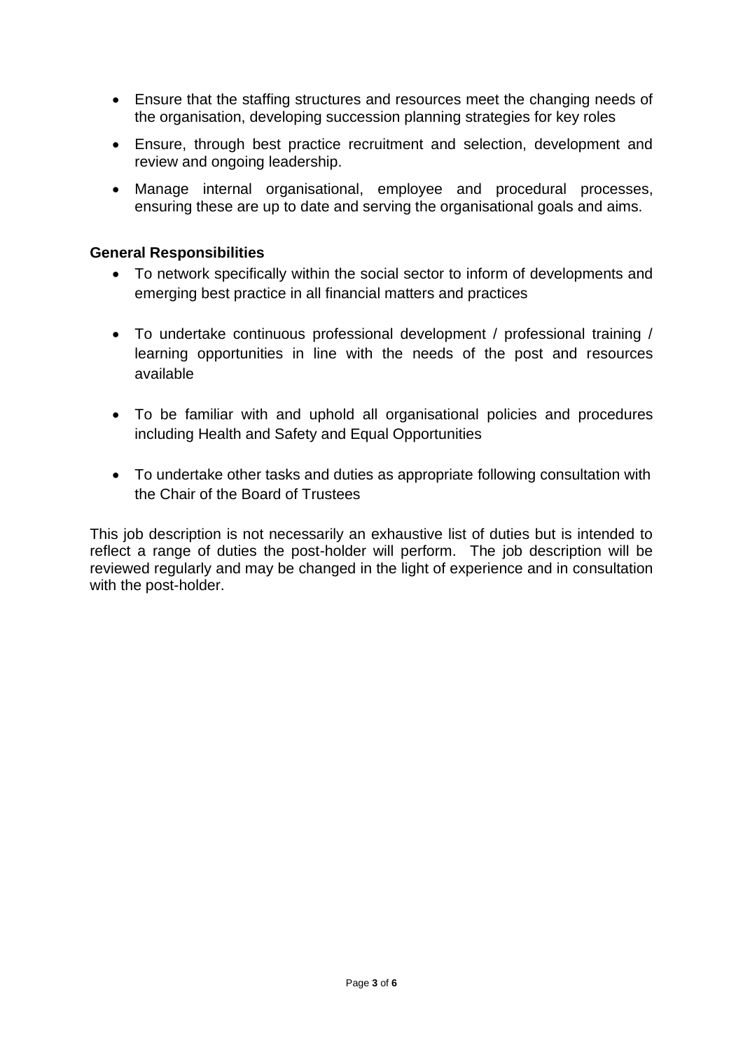- Ensure that the staffing structures and resources meet the changing needs of the organisation, developing succession planning strategies for key roles
- Ensure, through best practice recruitment and selection, development and review and ongoing leadership.
- Manage internal organisational, employee and procedural processes, ensuring these are up to date and serving the organisational goals and aims.

**General Responsibilities**

- To network specifically within the social sector to inform of developments and emerging best practice in all financial matters and practices
- To undertake continuous professional development / professional training / learning opportunities in line with the needs of the post and resources available
- To be familiar with and uphold all organisational policies and procedures including Health and Safety and Equal Opportunities
- To undertake other tasks and duties as appropriate following consultation with the Chair of the Board of Trustees

This job description is not necessarily an exhaustive list of duties but is intended to reflect a range of duties the post-holder will perform. The job description will be reviewed regularly and may be changed in the light of experience and in consultation with the post-holder.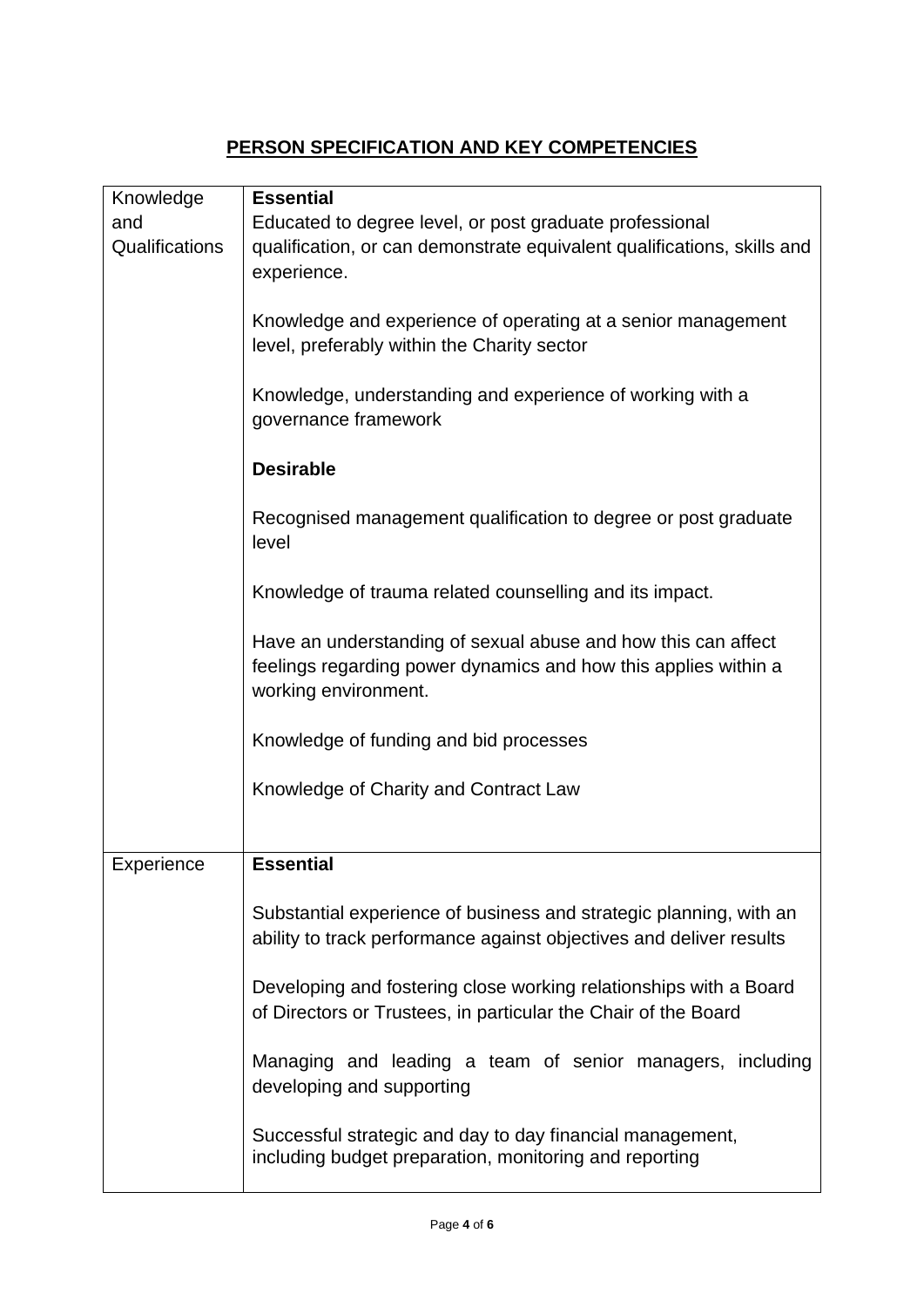## PERSON SPECIFICATION AND KEY COMPETENCIES

| | |
|---|---|
| Knowledge and Qualifications | **Essential**<br>Educated to degree level, or post graduate professional qualification, or can demonstrate equivalent qualifications, skills and experience.<br><br>Knowledge and experience of operating at a senior management level, preferably within the Charity sector<br><br>Knowledge, understanding and experience of working with a governance framework<br><br>**Desirable**<br><br>Recognised management qualification to degree or post graduate level<br><br>Knowledge of trauma related counselling and its impact.<br><br>Have an understanding of sexual abuse and how this can affect feelings regarding power dynamics and how this applies within a working environment.<br><br>Knowledge of funding and bid processes<br><br>Knowledge of Charity and Contract Law |
| Experience | **Essential**<br><br>Substantial experience of business and strategic planning, with an ability to track performance against objectives and deliver results<br><br>Developing and fostering close working relationships with a Board of Directors or Trustees, in particular the Chair of the Board<br><br>Managing and leading a team of senior managers, including developing and supporting<br><br>Successful strategic and day to day financial management, including budget preparation, monitoring and reporting |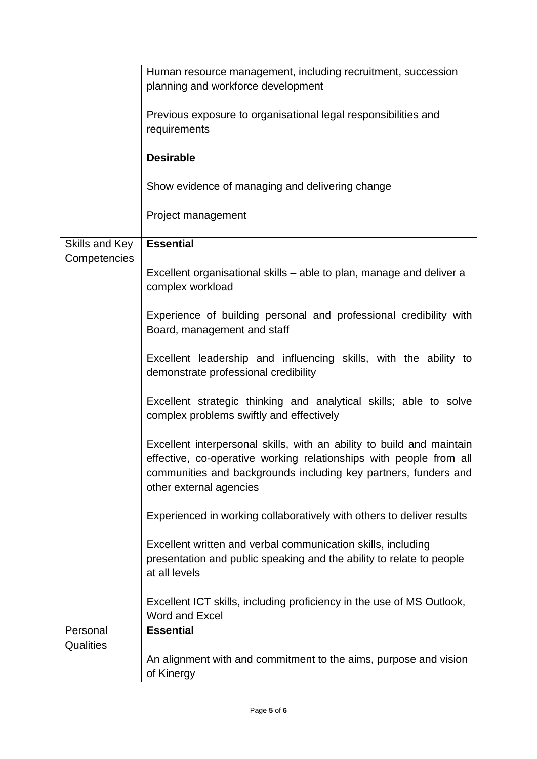| | |
|---|---|
| | Human resource management, including recruitment, succession planning and workforce development<br><br>Previous exposure to organisational legal responsibilities and requirements<br><br>**Desirable**<br><br>Show evidence of managing and delivering change<br><br>Project management |
| Skills and Key Competencies | **Essential**<br><br>Excellent organisational skills – able to plan, manage and deliver a complex workload<br><br>Experience of building personal and professional credibility with Board, management and staff<br><br>Excellent leadership and influencing skills, with the ability to demonstrate professional credibility<br><br>Excellent strategic thinking and analytical skills; able to solve complex problems swiftly and effectively<br><br>Excellent interpersonal skills, with an ability to build and maintain effective, co-operative working relationships with people from all communities and backgrounds including key partners, funders and other external agencies<br><br>Experienced in working collaboratively with others to deliver results<br><br>Excellent written and verbal communication skills, including presentation and public speaking and the ability to relate to people at all levels<br><br>Excellent ICT skills, including proficiency in the use of MS Outlook, Word and Excel |
| Personal Qualities | **Essential**<br><br>An alignment with and commitment to the aims, purpose and vision of Kinergy |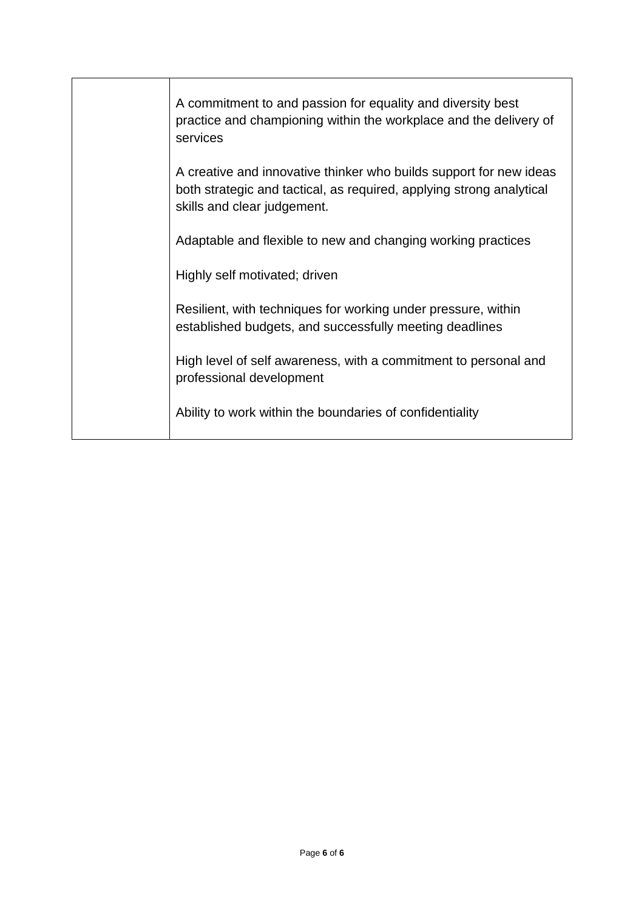| | |
|---|---|
| | A commitment to and passion for equality and diversity best practice and championing within the workplace and the delivery of services<br><br>A creative and innovative thinker who builds support for new ideas both strategic and tactical, as required, applying strong analytical skills and clear judgement.<br><br>Adaptable and flexible to new and changing working practices<br><br>Highly self motivated; driven<br><br>Resilient, with techniques for working under pressure, within established budgets, and successfully meeting deadlines<br><br>High level of self awareness, with a commitment to personal and professional development<br><br>Ability to work within the boundaries of confidentiality |